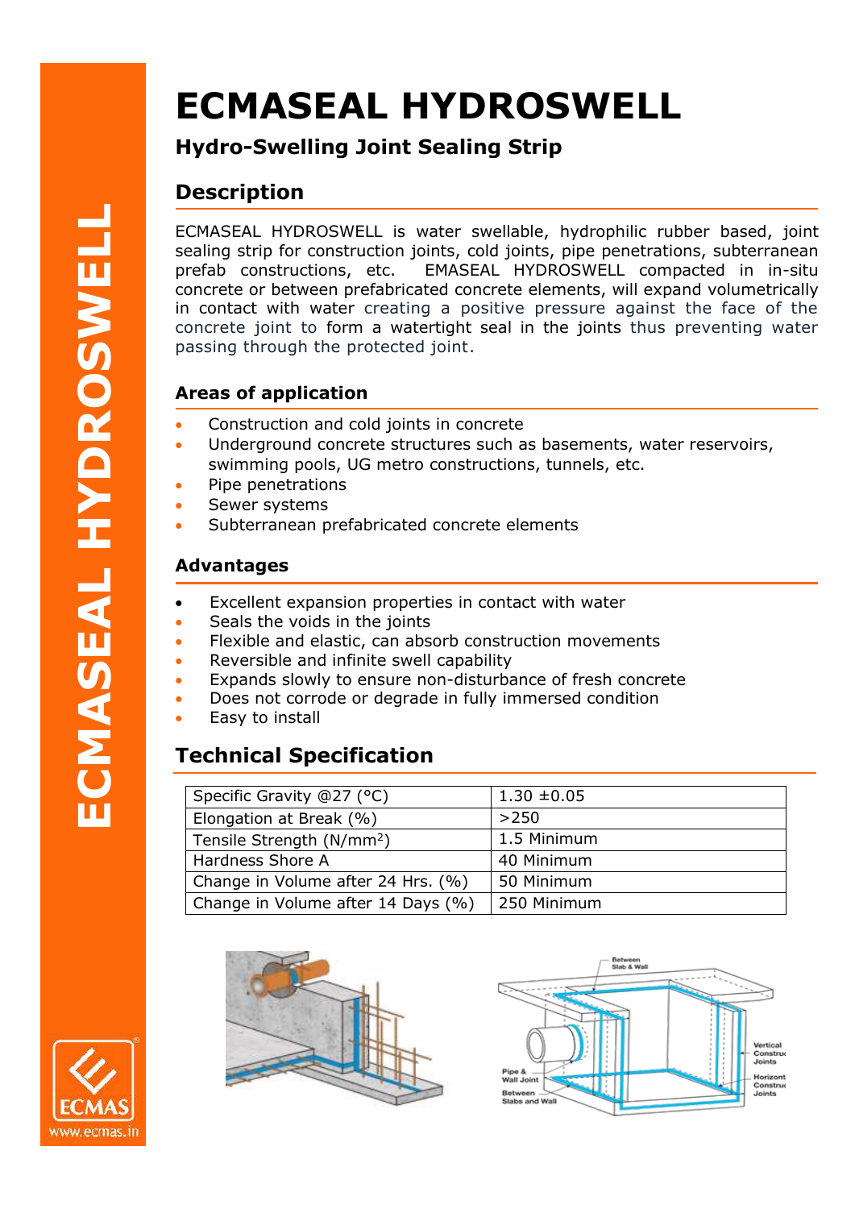# ECMASEAL HYDROSWELL

## Hydro-Swelling Joint Sealing Strip

## Description

ECMASEAL HYDROSWELL is water swellable, hydrophilic rubber based, joint sealing strip for construction joints, cold joints, pipe penetrations, subterranean prefab constructions, etc. EMASEAL HYDROSWELL compacted in in-situ concrete or between prefabricated concrete elements, will expand volumetrically in contact with water creating a positive pressure against the face of the concrete joint to form a watertight seal in the joints thus preventing water passing through the protected joint.

### Areas of application

- Construction and cold joints in concrete
- Underground concrete structures such as basements, water reservoirs, swimming pools, UG metro constructions, tunnels, etc.
- Pipe penetrations
- Sewer systems
- Subterranean prefabricated concrete elements

### Advantages

- Excellent expansion properties in contact with water
- Seals the voids in the joints
- Flexible and elastic, can absorb construction movements
- Reversible and infinite swell capability
- Expands slowly to ensure non-disturbance of fresh concrete
- Does not corrode or degrade in fully immersed condition
- Easy to install

## Technical Specification

| Property | Value |
|---|---|
| Specific Gravity @27 (°C) | 1.30 ±0.05 |
| Elongation at Break (%) | >250 |
| Tensile Strength (N/mm²) | 1.5 Minimum |
| Hardness Shore A | 40 Minimum |
| Change in Volume after 24 Hrs. (%) | 50 Minimum |
| Change in Volume after 14 Days (%) | 250 Minimum |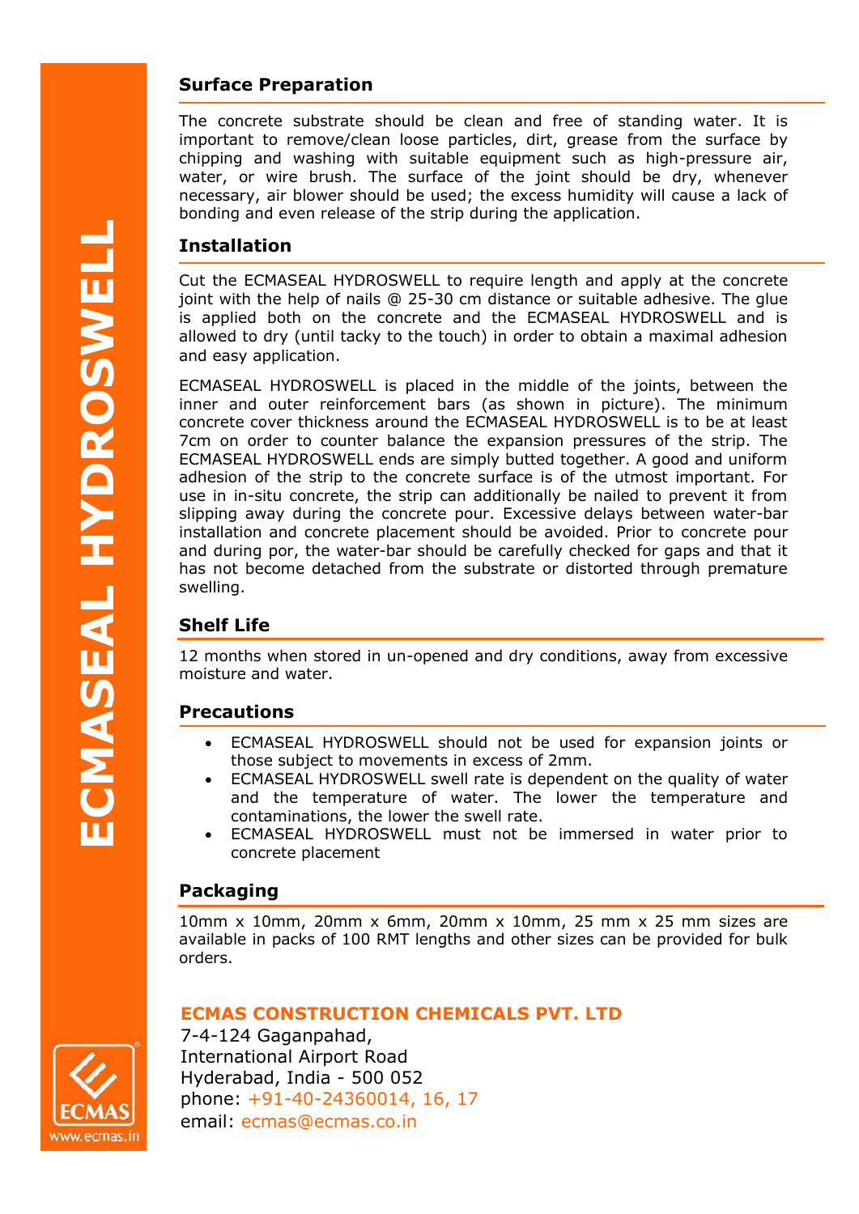## Surface Preparation

The concrete substrate should be clean and free of standing water. It is important to remove/clean loose particles, dirt, grease from the surface by chipping and washing with suitable equipment such as high-pressure air, water, or wire brush. The surface of the joint should be dry, whenever necessary, air blower should be used; the excess humidity will cause a lack of bonding and even release of the strip during the application.

## Installation

Cut the ECMASEAL HYDROSWELL to require length and apply at the concrete joint with the help of nails @ 25-30 cm distance or suitable adhesive. The glue is applied both on the concrete and the ECMASEAL HYDROSWELL and is allowed to dry (until tacky to the touch) in order to obtain a maximal adhesion and easy application.

ECMASEAL HYDROSWELL is placed in the middle of the joints, between the inner and outer reinforcement bars (as shown in picture). The minimum concrete cover thickness around the ECMASEAL HYDROSWELL is to be at least 7cm on order to counter balance the expansion pressures of the strip. The ECMASEAL HYDROSWELL ends are simply butted together. A good and uniform adhesion of the strip to the concrete surface is of the utmost important. For use in in-situ concrete, the strip can additionally be nailed to prevent it from slipping away during the concrete pour. Excessive delays between water-bar installation and concrete placement should be avoided. Prior to concrete pour and during por, the water-bar should be carefully checked for gaps and that it has not become detached from the substrate or distorted through premature swelling.

## Shelf Life

12 months when stored in un-opened and dry conditions, away from excessive moisture and water.

## Precautions

- ECMASEAL HYDROSWELL should not be used for expansion joints or those subject to movements in excess of 2mm.
- ECMASEAL HYDROSWELL swell rate is dependent on the quality of water and the temperature of water. The lower the temperature and contaminations, the lower the swell rate.
- ECMASEAL HYDROSWELL must not be immersed in water prior to concrete placement

## Packaging

10mm x 10mm, 20mm x 6mm, 20mm x 10mm, 25 mm x 25 mm sizes are available in packs of 100 RMT lengths and other sizes can be provided for bulk orders.

**ECMAS CONSTRUCTION CHEMICALS PVT. LTD**
7-4-124 Gaganpahad,
International Airport Road
Hyderabad, India - 500 052
phone: +91-40-24360014, 16, 17
email: ecmas@ecmas.co.in

ECMASEAL HYDROSWELL

ECMAS
www.ecmas.in